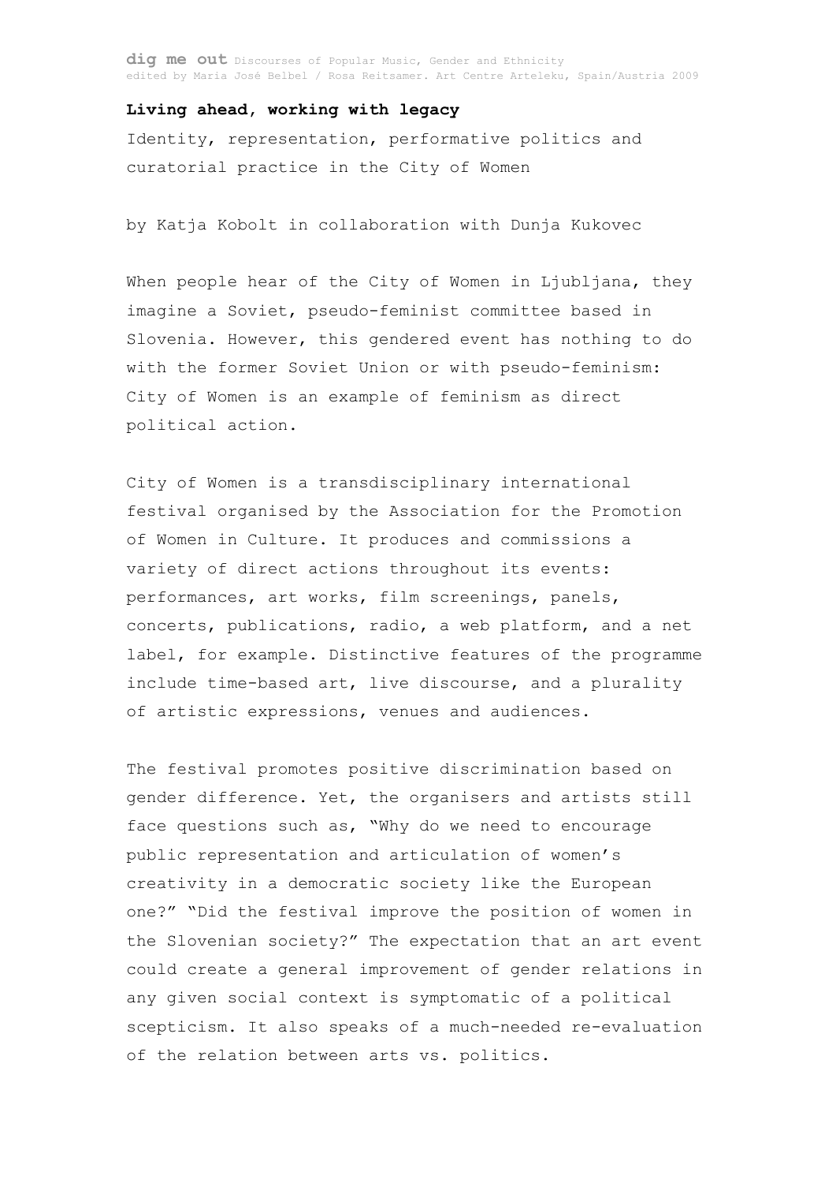## Living ahead, working with legacy

Identity, representation, performative politics and curatorial practice in the City of Women

by Katja Kobolt in collaboration with Dunja Kukovec

When people hear of the City of Women in Ljubljana, they imagine a Soviet, pseudo-feminist committee based in Slovenia. However, this gendered event has nothing to do with the former Soviet Union or with pseudo-feminism: City of Women is an example of feminism as direct political action.

City of Women is a transdisciplinary international festival organised by the Association for the Promotion of Women in Culture. It produces and commissions a variety of direct actions throughout its events: performances, art works, film screenings, panels, concerts, publications, radio, a web platform, and a net label, for example. Distinctive features of the programme include time-based art, live discourse, and a plurality of artistic expressions, venues and audiences.

The festival promotes positive discrimination based on gender difference. Yet, the organisers and artists still face questions such as, "Why do we need to encourage public representation and articulation of women's creativity in a democratic society like the European one?" "Did the festival improve the position of women in the Slovenian society?" The expectation that an art event could create a general improvement of gender relations in any given social context is symptomatic of a political scepticism. It also speaks of a much-needed re-evaluation of the relation between arts vs. politics.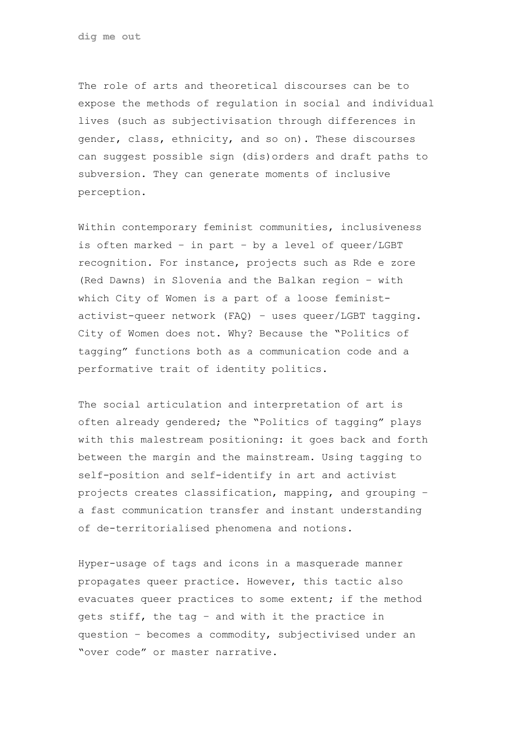The role of arts and theoretical discourses can be to expose the methods of regulation in social and individual lives (such as subjectivisation through differences in gender, class, ethnicity, and so on). These discourses can suggest possible sign (dis)orders and draft paths to subversion. They can generate moments of inclusive perception.

Within contemporary feminist communities, inclusiveness is often marked – in part – by a level of queer/LGBT recognition. For instance, projects such as Rde e zore (Red Dawns) in Slovenia and the Balkan region – with which City of Women is a part of a loose feminist-activist-queer network (FAQ) – uses queer/LGBT tagging. City of Women does not. Why? Because the "Politics of tagging" functions both as a communication code and a performative trait of identity politics.

The social articulation and interpretation of art is often already gendered; the "Politics of tagging" plays with this malestream positioning: it goes back and forth between the margin and the mainstream. Using tagging to self-position and self-identify in art and activist projects creates classification, mapping, and grouping – a fast communication transfer and instant understanding of de-territorialised phenomena and notions.

Hyper-usage of tags and icons in a masquerade manner propagates queer practice. However, this tactic also evacuates queer practices to some extent; if the method gets stiff, the tag – and with it the practice in question – becomes a commodity, subjectivised under an "over code" or master narrative.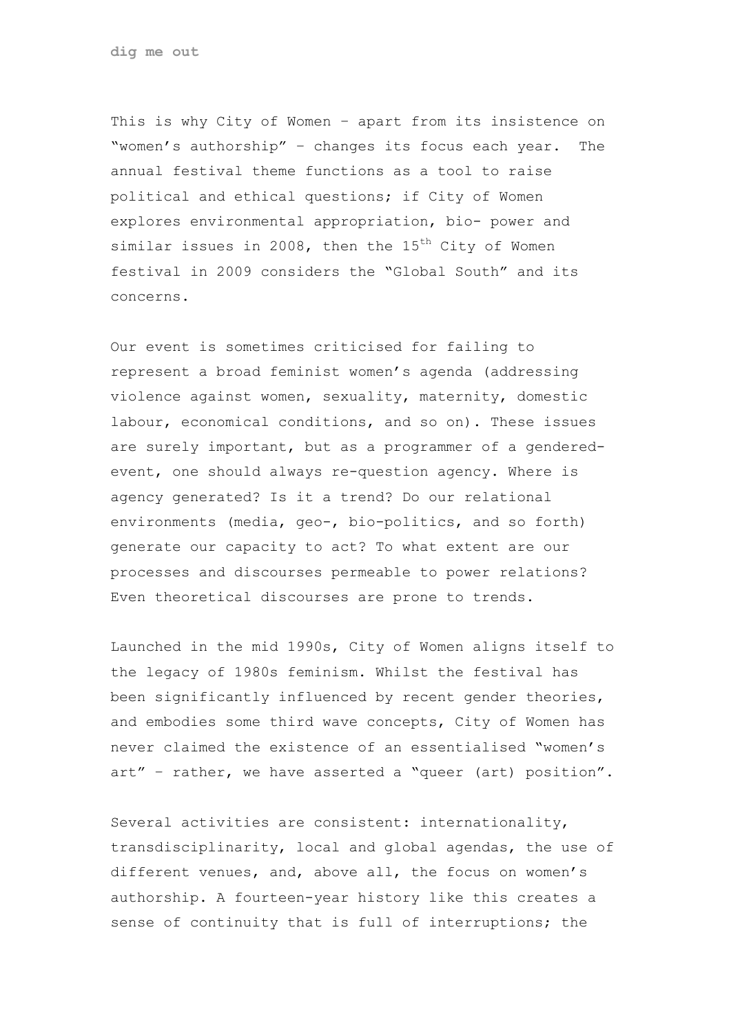This is why City of Women – apart from its insistence on "women's authorship" – changes its focus each year. The annual festival theme functions as a tool to raise political and ethical questions; if City of Women explores environmental appropriation, bio- power and similar issues in 2008, then the 15th City of Women festival in 2009 considers the "Global South" and its concerns.

Our event is sometimes criticised for failing to represent a broad feminist women's agenda (addressing violence against women, sexuality, maternity, domestic labour, economical conditions, and so on). These issues are surely important, but as a programmer of a gendered-event, one should always re-question agency. Where is agency generated? Is it a trend? Do our relational environments (media, geo-, bio-politics, and so forth) generate our capacity to act? To what extent are our processes and discourses permeable to power relations? Even theoretical discourses are prone to trends.

Launched in the mid 1990s, City of Women aligns itself to the legacy of 1980s feminism. Whilst the festival has been significantly influenced by recent gender theories, and embodies some third wave concepts, City of Women has never claimed the existence of an essentialised "women's art" – rather, we have asserted a "queer (art) position".

Several activities are consistent: internationality, transdisciplinarity, local and global agendas, the use of different venues, and, above all, the focus on women's authorship. A fourteen-year history like this creates a sense of continuity that is full of interruptions; the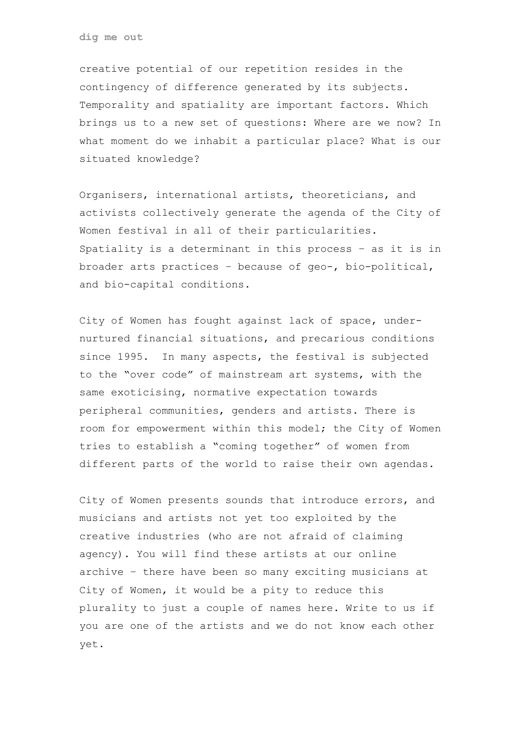creative potential of our repetition resides in the contingency of difference generated by its subjects. Temporality and spatiality are important factors. Which brings us to a new set of questions: Where are we now? In what moment do we inhabit a particular place? What is our situated knowledge?

Organisers, international artists, theoreticians, and activists collectively generate the agenda of the City of Women festival in all of their particularities. Spatiality is a determinant in this process – as it is in broader arts practices – because of geo-, bio-political, and bio-capital conditions.

City of Women has fought against lack of space, under-nurtured financial situations, and precarious conditions since 1995. In many aspects, the festival is subjected to the "over code" of mainstream art systems, with the same exoticising, normative expectation towards peripheral communities, genders and artists. There is room for empowerment within this model; the City of Women tries to establish a "coming together" of women from different parts of the world to raise their own agendas.

City of Women presents sounds that introduce errors, and musicians and artists not yet too exploited by the creative industries (who are not afraid of claiming agency). You will find these artists at our online archive – there have been so many exciting musicians at City of Women, it would be a pity to reduce this plurality to just a couple of names here. Write to us if you are one of the artists and we do not know each other yet.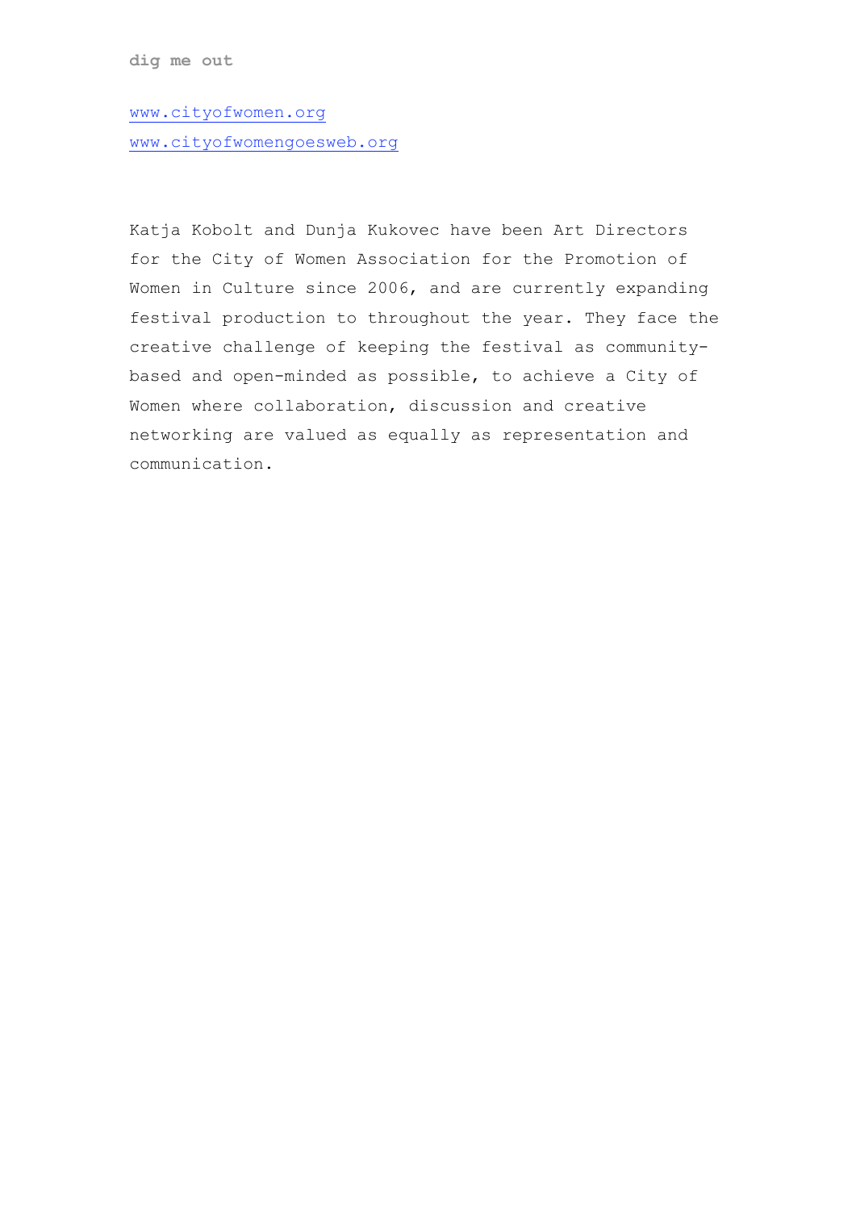www.cityofwomen.org

www.cityofwomengoesweb.org

Katja Kobolt and Dunja Kukovec have been Art Directors for the City of Women Association for the Promotion of Women in Culture since 2006, and are currently expanding festival production to throughout the year. They face the creative challenge of keeping the festival as community-based and open-minded as possible, to achieve a City of Women where collaboration, discussion and creative networking are valued as equally as representation and communication.